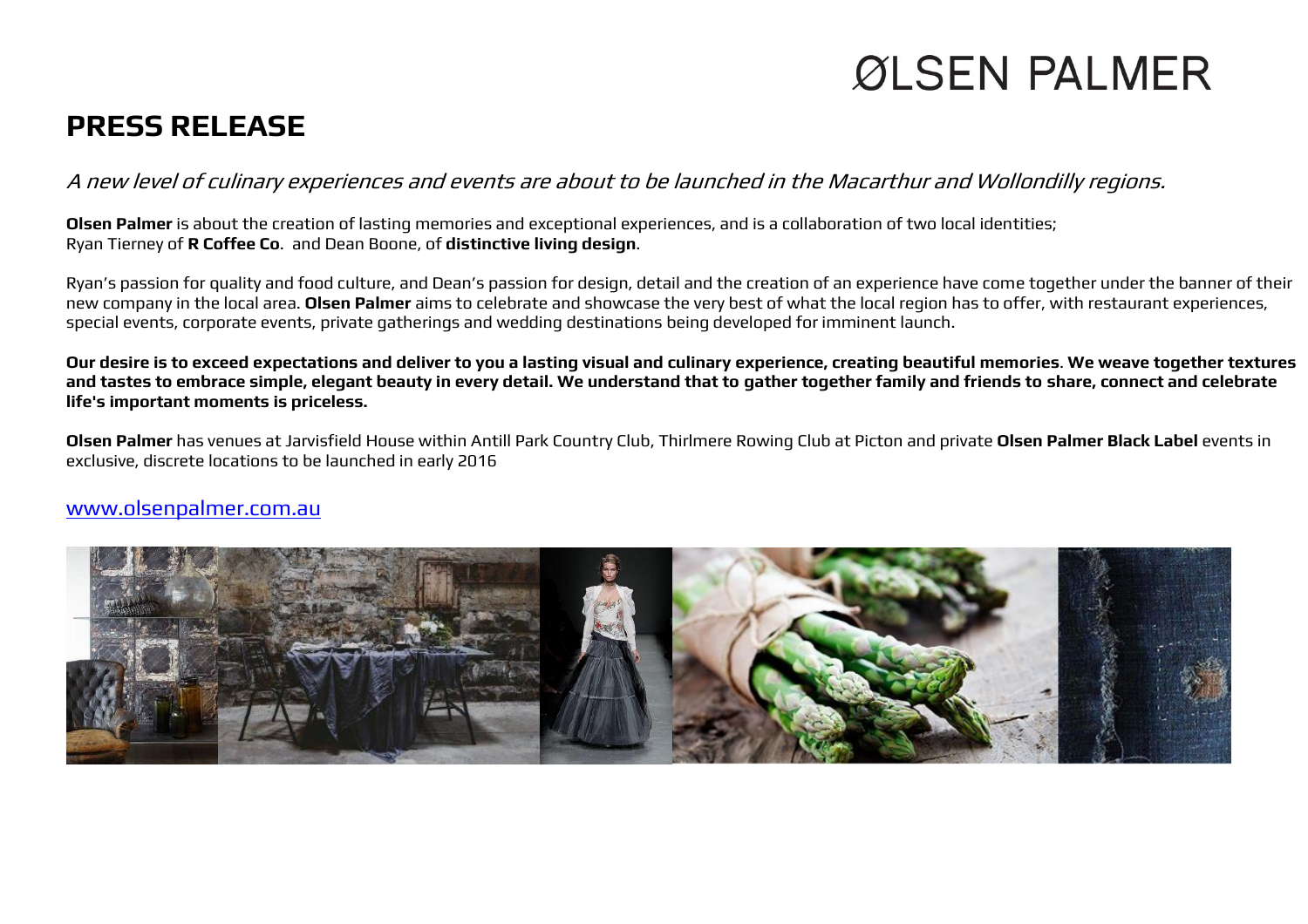# ØLSEN PALMER

## PRESS RELEASE

*A new level of culinary experiences and events are about to be launched in the Macarthur and Wollondilly regions.*

**Olsen Palmer** is about the creation of lasting memories and exceptional experiences, and is a collaboration of two local identities; Ryan Tierney of **R Coffee Co**. and Dean Boone, of **distinctive living design**.

Ryan's passion for quality and food culture, and Dean's passion for design, detail and the creation of an experience have come together under the banner of their new company in the local area. **Olsen Palmer** aims to celebrate and showcase the very best of what the local region has to offer, with restaurant experiences, special events, corporate events, private gatherings and wedding destinations being developed for imminent launch.

**Our desire is to exceed expectations and deliver to you a lasting visual and culinary experience, creating beautiful memories. We weave together textures and tastes to embrace simple, elegant beauty in every detail. We understand that to gather together family and friends to share, connect and celebrate life's important moments is priceless.**

**Olsen Palmer** has venues at Jarvisfield House within Antill Park Country Club, Thirlmere Rowing Club at Picton and private **Olsen Palmer Black Label** events in exclusive, discrete locations to be launched in early 2016

[www.olsenpalmer.com.au](http://www.olsenpalmer.com.au)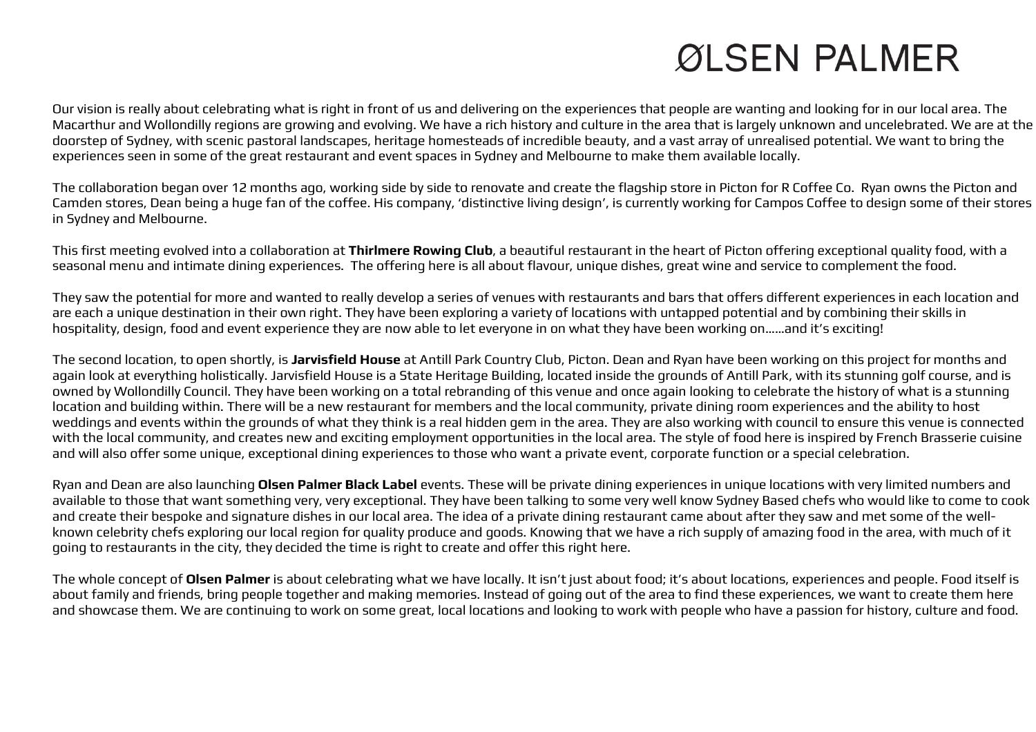# ØLSEN PALMER

Our vision is really about celebrating what is right in front of us and delivering on the experiences that people are wanting and looking for in our local area. The Macarthur and Wollondilly regions are growing and evolving. We have a rich history and culture in the area that is largely unknown and uncelebrated. We are at the doorstep of Sydney, with scenic pastoral landscapes, heritage homesteads of incredible beauty, and a vast array of unrealised potential. We want to bring the experiences seen in some of the great restaurant and event spaces in Sydney and Melbourne to make them available locally.

The collaboration began over 12 months ago, working side by side to renovate and create the flagship store in Picton for R Coffee Co. Ryan owns the Picton and Camden stores, Dean being a huge fan of the coffee. His company, 'distinctive living design', is currently working for Campos Coffee to design some of their stores in Sydney and Melbourne.

This first meeting evolved into a collaboration at **Thirlmere Rowing Club**, a beautiful restaurant in the heart of Picton offering exceptional quality food, with a seasonal menu and intimate dining experiences. The offering here is all about flavour, unique dishes, great wine and service to complement the food.

They saw the potential for more and wanted to really develop a series of venues with restaurants and bars that offers different experiences in each location and are each a unique destination in their own right. They have been exploring a variety of locations with untapped potential and by combining their skills in hospitality, design, food and event experience they are now able to let everyone in on what they have been working on……and it's exciting!

The second location, to open shortly, is **Jarvisfield House** at Antill Park Country Club, Picton. Dean and Ryan have been working on this project for months and again look at everything holistically. Jarvisfield House is a State Heritage Building, located inside the grounds of Antill Park, with its stunning golf course, and is owned by Wollondilly Council. They have been working on a total rebranding of this venue and once again looking to celebrate the history of what is a stunning location and building within. There will be a new restaurant for members and the local community, private dining room experiences and the ability to host weddings and events within the grounds of what they think is a real hidden gem in the area. They are also working with council to ensure this venue is connected with the local community, and creates new and exciting employment opportunities in the local area. The style of food here is inspired by French Brasserie cuisine and will also offer some unique, exceptional dining experiences to those who want a private event, corporate function or a special celebration.

Ryan and Dean are also launching **Olsen Palmer Black Label** events. These will be private dining experiences in unique locations with very limited numbers and available to those that want something very, very exceptional. They have been talking to some very well know Sydney Based chefs who would like to come to cook and create their bespoke and signature dishes in our local area. The idea of a private dining restaurant came about after they saw and met some of the well-known celebrity chefs exploring our local region for quality produce and goods. Knowing that we have a rich supply of amazing food in the area, with much of it going to restaurants in the city, they decided the time is right to create and offer this right here.

The whole concept of **Olsen Palmer** is about celebrating what we have locally. It isn't just about food; it's about locations, experiences and people. Food itself is about family and friends, bring people together and making memories. Instead of going out of the area to find these experiences, we want to create them here and showcase them. We are continuing to work on some great, local locations and looking to work with people who have a passion for history, culture and food.